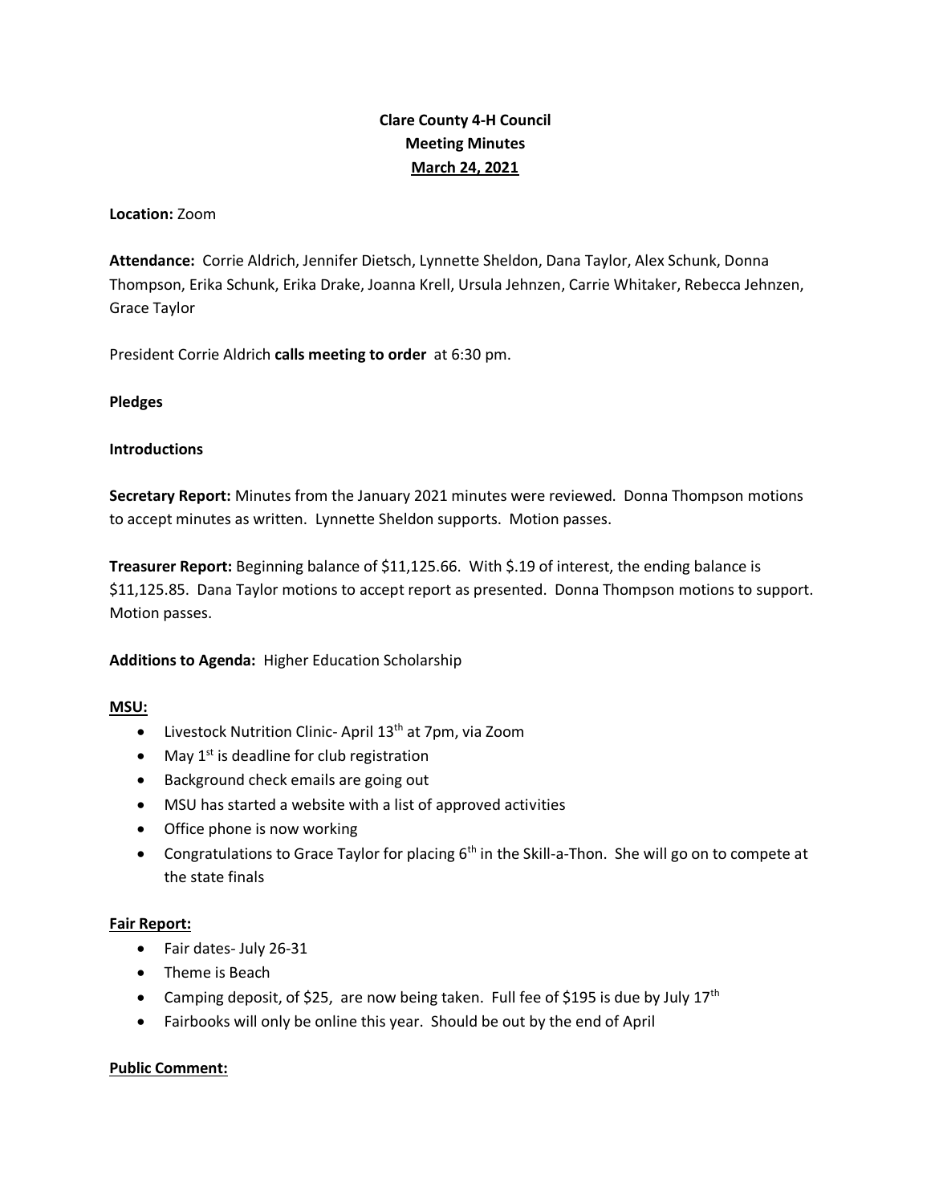**Clare County 4-H Council**
**Meeting Minutes**
**March 24, 2021**

**Location:** Zoom

**Attendance:** Corrie Aldrich, Jennifer Dietsch, Lynnette Sheldon, Dana Taylor, Alex Schunk, Donna Thompson, Erika Schunk, Erika Drake, Joanna Krell, Ursula Jehnzen, Carrie Whitaker, Rebecca Jehnzen, Grace Taylor

President Corrie Aldrich **calls meeting to order** at 6:30 pm.

**Pledges**

**Introductions**

**Secretary Report:** Minutes from the January 2021 minutes were reviewed. Donna Thompson motions to accept minutes as written. Lynnette Sheldon supports. Motion passes.

**Treasurer Report:** Beginning balance of $11,125.66. With $.19 of interest, the ending balance is $11,125.85. Dana Taylor motions to accept report as presented. Donna Thompson motions to support. Motion passes.

**Additions to Agenda:** Higher Education Scholarship

**MSU:**

- Livestock Nutrition Clinic- April 13th at 7pm, via Zoom
- May 1st is deadline for club registration
- Background check emails are going out
- MSU has started a website with a list of approved activities
- Office phone is now working
- Congratulations to Grace Taylor for placing 6th in the Skill-a-Thon. She will go on to compete at the state finals

**Fair Report:**

- Fair dates- July 26-31
- Theme is Beach
- Camping deposit, of $25, are now being taken. Full fee of $195 is due by July 17th
- Fairbooks will only be online this year. Should be out by the end of April

**Public Comment:**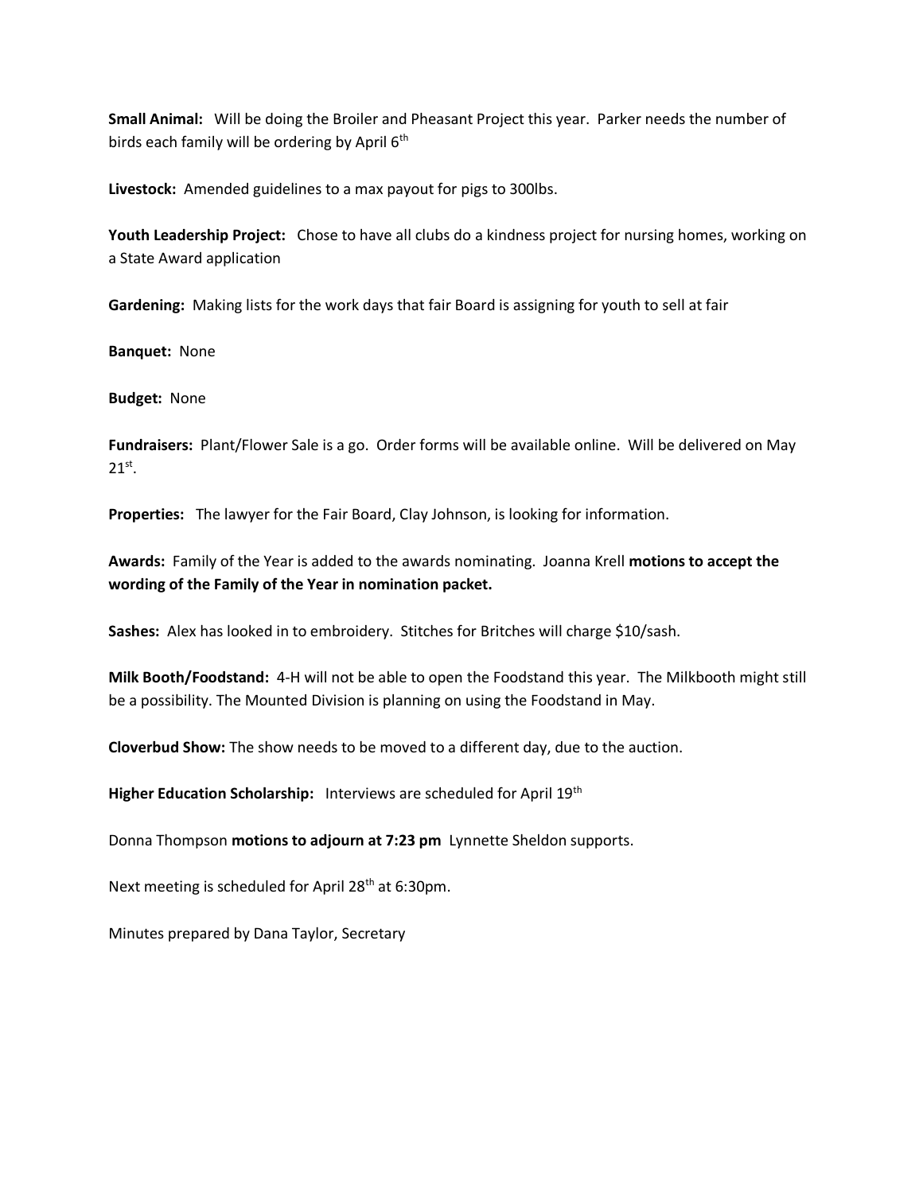**Small Animal:** Will be doing the Broiler and Pheasant Project this year. Parker needs the number of birds each family will be ordering by April 6th

**Livestock:** Amended guidelines to a max payout for pigs to 300lbs.

**Youth Leadership Project:** Chose to have all clubs do a kindness project for nursing homes, working on a State Award application

**Gardening:** Making lists for the work days that fair Board is assigning for youth to sell at fair

**Banquet:** None

**Budget:** None

**Fundraisers:** Plant/Flower Sale is a go. Order forms will be available online. Will be delivered on May 21st.

**Properties:** The lawyer for the Fair Board, Clay Johnson, is looking for information.

**Awards:** Family of the Year is added to the awards nominating. Joanna Krell **motions to accept the wording of the Family of the Year in nomination packet.**

**Sashes:** Alex has looked in to embroidery. Stitches for Britches will charge $10/sash.

**Milk Booth/Foodstand:** 4-H will not be able to open the Foodstand this year. The Milkbooth might still be a possibility. The Mounted Division is planning on using the Foodstand in May.

**Cloverbud Show:** The show needs to be moved to a different day, due to the auction.

**Higher Education Scholarship:** Interviews are scheduled for April 19th

Donna Thompson **motions to adjourn at 7:23 pm** Lynnette Sheldon supports.

Next meeting is scheduled for April 28th at 6:30pm.

Minutes prepared by Dana Taylor, Secretary